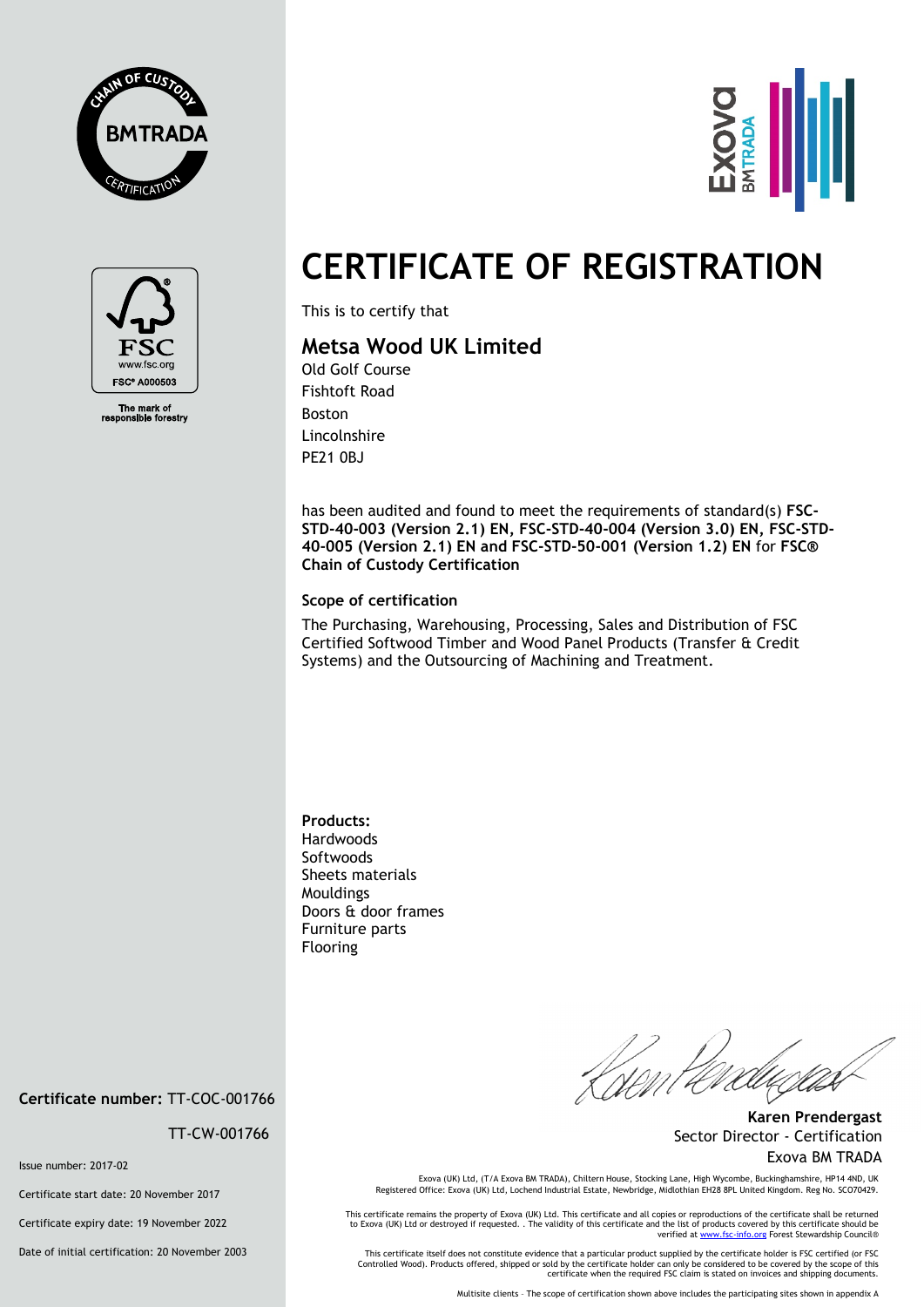CHAIN OF CUSTODY BMTRADA CERTIFICATION

FSC
www.fsc.org
FSC® A000503

The mark of responsible forestry

Exova BMTRADA

# CERTIFICATE OF REGISTRATION

This is to certify that

## Metsa Wood UK Limited

Old Golf Course
Fishtoft Road
Boston
Lincolnshire
PE21 0BJ

has been audited and found to meet the requirements of standard(s) **FSC-STD-40-003 (Version 2.1) EN, FSC-STD-40-004 (Version 3.0) EN, FSC-STD-40-005 (Version 2.1) EN and FSC-STD-50-001 (Version 1.2) EN** for **FSC® Chain of Custody Certification**

**Scope of certification**

The Purchasing, Warehousing, Processing, Sales and Distribution of FSC Certified Softwood Timber and Wood Panel Products (Transfer & Credit Systems) and the Outsourcing of Machining and Treatment.

**Products:**
Hardwoods
Softwoods
Sheets materials
Mouldings
Doors & door frames
Furniture parts
Flooring

**Certificate number:** TT-COC-001766

TT-CW-001766

Issue number: 2017-02

Certificate start date: 20 November 2017

Certificate expiry date: 19 November 2022

Date of initial certification: 20 November 2003

**Karen Prendergast**
Sector Director - Certification
Exova BM TRADA

Exova (UK) Ltd, (T/A Exova BM TRADA), Chiltern House, Stocking Lane, High Wycombe, Buckinghamshire, HP14 4ND, UK
Registered Office: Exova (UK) Ltd, Lochend Industrial Estate, Newbridge, Midlothian EH28 8PL United Kingdom. Reg No. SC070429.

This certificate remains the property of Exova (UK) Ltd. This certificate and all copies or reproductions of the certificate shall be returned to Exova (UK) Ltd or destroyed if requested. . The validity of this certificate and the list of products covered by this certificate should be verified at www.fsc-info.org Forest Stewardship Council®

This certificate itself does not constitute evidence that a particular product supplied by the certificate holder is FSC certified (or FSC Controlled Wood). Products offered, shipped or sold by the certificate holder can only be considered to be covered by the scope of this certificate when the required FSC claim is stated on invoices and shipping documents.

Multisite clients – The scope of certification shown above includes the participating sites shown in appendix A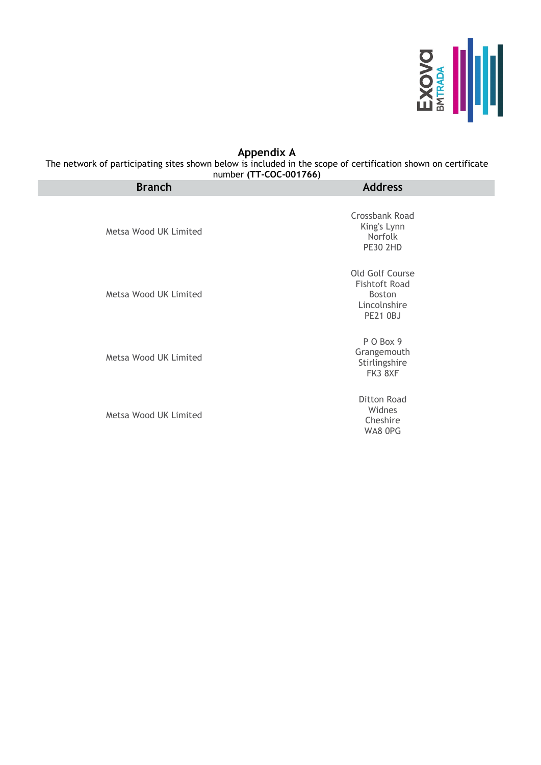## Appendix A

The network of participating sites shown below is included in the scope of certification shown on certificate number **(TT-COC-001766)**

| Branch | Address |
|---|---|
| Metsa Wood UK Limited | Crossbank Road<br>King's Lynn<br>Norfolk<br>PE30 2HD |
| Metsa Wood UK Limited | Old Golf Course<br>Fishtoft Road<br>Boston<br>Lincolnshire<br>PE21 0BJ |
| Metsa Wood UK Limited | P O Box 9<br>Grangemouth<br>Stirlingshire<br>FK3 8XF |
| Metsa Wood UK Limited | Ditton Road<br>Widnes<br>Cheshire<br>WA8 0PG |